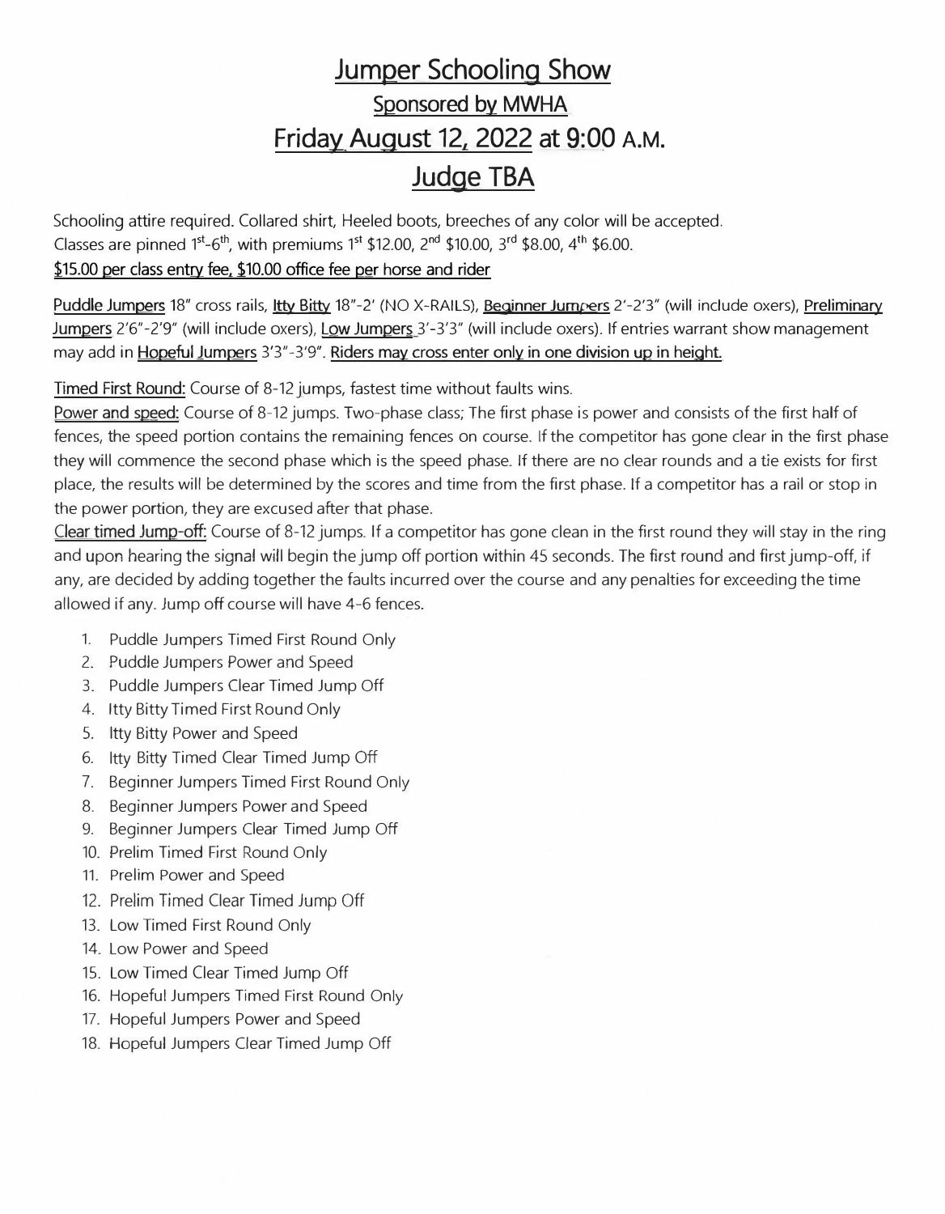# Jumper Schooling Show

## Sponsored by MWHA

## Friday August 12, 2022 at 9:00 A.M.

## Judge TBA

Schooling attire required. Collared shirt, Heeled boots, breeches of any color will be accepted.
Classes are pinned 1st-6th, with premiums 1st $12.00, 2nd $10.00, 3rd $8.00, 4th $6.00.
**$15.00 per class entry fee, $10.00 office fee per horse and rider**

**Puddle Jumpers** 18" cross rails, **Itty Bitty** 18"-2' (NO X-RAILS), **Beginner Jumpers** 2'-2'3" (will include oxers), **Preliminary Jumpers** 2'6"-2'9" (will include oxers), **Low Jumpers** 3'-3'3" (will include oxers). If entries warrant show management may add in **Hopeful Jumpers** 3'3"-3'9". **Riders may cross enter only in one division up in height.**

**Timed First Round:** Course of 8-12 jumps, fastest time without faults wins.
**Power and speed:** Course of 8-12 jumps. Two-phase class; The first phase is power and consists of the first half of fences, the speed portion contains the remaining fences on course. If the competitor has gone clear in the first phase they will commence the second phase which is the speed phase. If there are no clear rounds and a tie exists for first place, the results will be determined by the scores and time from the first phase. If a competitor has a rail or stop in the power portion, they are excused after that phase.
**Clear timed Jump-off:** Course of 8-12 jumps. If a competitor has gone clean in the first round they will stay in the ring and upon hearing the signal will begin the jump off portion within 45 seconds. The first round and first jump-off, if any, are decided by adding together the faults incurred over the course and any penalties for exceeding the time allowed if any. Jump off course will have 4-6 fences.

1. Puddle Jumpers Timed First Round Only
2. Puddle Jumpers Power and Speed
3. Puddle Jumpers Clear Timed Jump Off
4. Itty Bitty Timed First Round Only
5. Itty Bitty Power and Speed
6. Itty Bitty Timed Clear Timed Jump Off
7. Beginner Jumpers Timed First Round Only
8. Beginner Jumpers Power and Speed
9. Beginner Jumpers Clear Timed Jump Off
10. Prelim Timed First Round Only
11. Prelim Power and Speed
12. Prelim Timed Clear Timed Jump Off
13. Low Timed First Round Only
14. Low Power and Speed
15. Low Timed Clear Timed Jump Off
16. Hopeful Jumpers Timed First Round Only
17. Hopeful Jumpers Power and Speed
18. Hopeful Jumpers Clear Timed Jump Off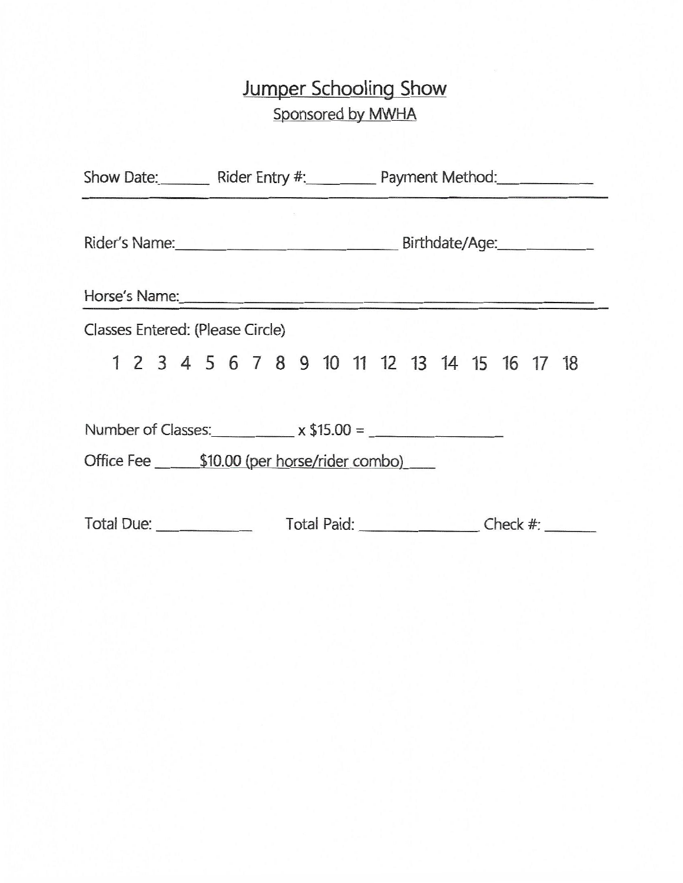# Jumper Schooling Show

Sponsored by MWHA

Show Date:______ Rider Entry #:________ Payment Method:___________

Rider's Name:_____________________________ Birthdate/Age:___________

Horse's Name:_____________________________________________

Classes Entered: (Please Circle)

1 2 3 4 5 6 7 8 9 10 11 12 13 14 15 16 17 18

Number of Classes:__________ x $15.00 = _______________

Office Fee _____$10.00 (per horse/rider combo)____

Total Due: ___________ Total Paid: ______________ Check #: ______